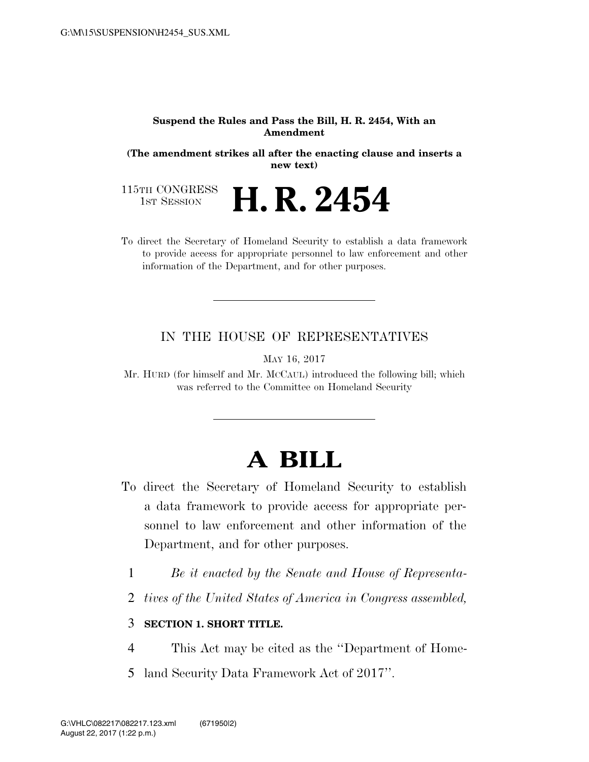**Suspend the Rules and Pass the Bill, H. R. 2454, With an Amendment**

**(The amendment strikes all after the enacting clause and inserts a new text)**

115TH CONGRESS
1ST SESSION

# H. R. 2454

To direct the Secretary of Homeland Security to establish a data framework to provide access for appropriate personnel to law enforcement and other information of the Department, and for other purposes.

IN THE HOUSE OF REPRESENTATIVES

MAY 16, 2017

Mr. HURD (for himself and Mr. MCCAUL) introduced the following bill; which was referred to the Committee on Homeland Security

# A BILL

To direct the Secretary of Homeland Security to establish a data framework to provide access for appropriate personnel to law enforcement and other information of the Department, and for other purposes.

1 *Be it enacted by the Senate and House of Representa-*
2 *tives of the United States of America in Congress assembled,*

3 **SECTION 1. SHORT TITLE.**

4 This Act may be cited as the ''Department of Home-
5 land Security Data Framework Act of 2017''.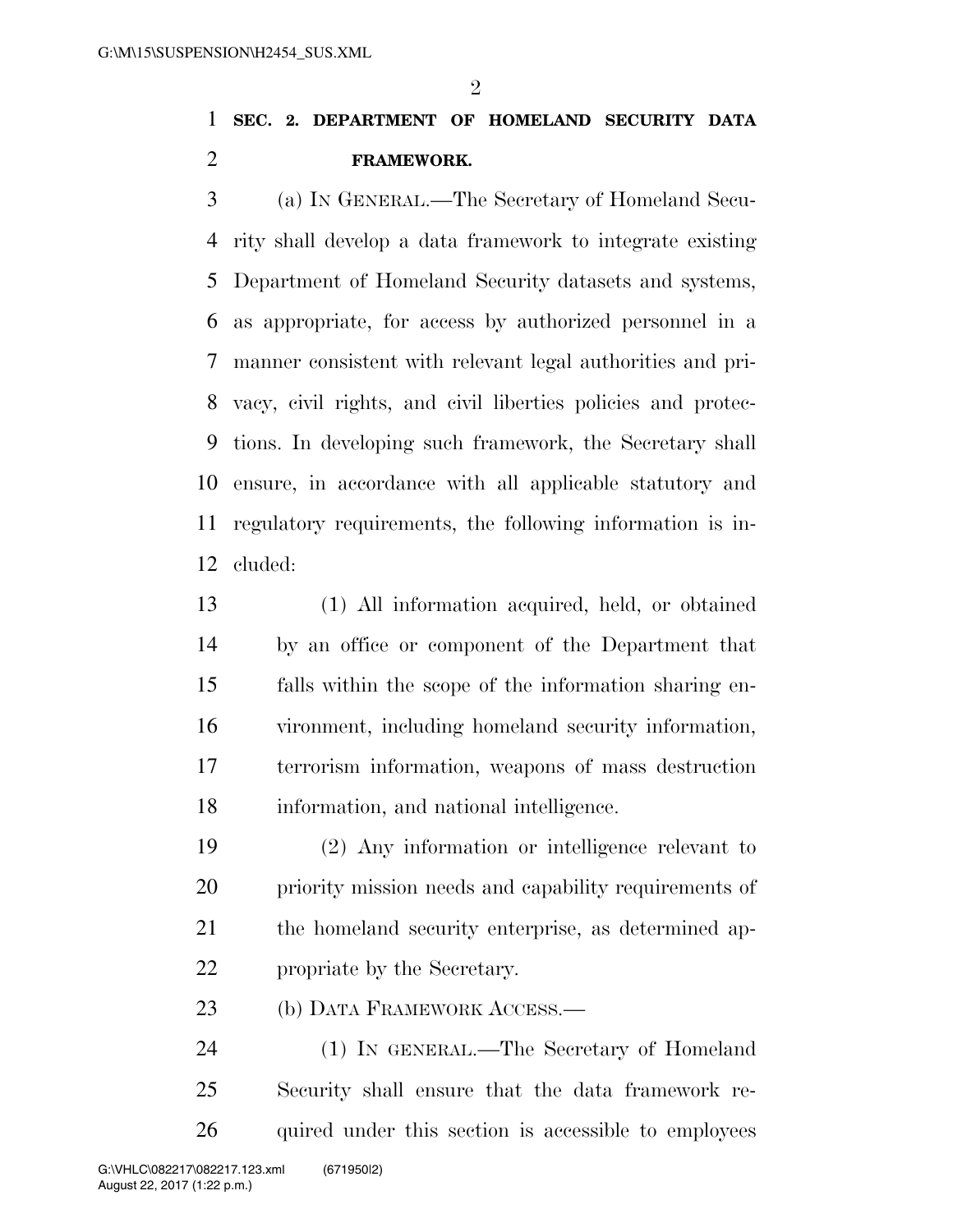## SEC. 2. DEPARTMENT OF HOMELAND SECURITY DATA FRAMEWORK.

(a) IN GENERAL.—The Secretary of Homeland Security shall develop a data framework to integrate existing Department of Homeland Security datasets and systems, as appropriate, for access by authorized personnel in a manner consistent with relevant legal authorities and privacy, civil rights, and civil liberties policies and protections. In developing such framework, the Secretary shall ensure, in accordance with all applicable statutory and regulatory requirements, the following information is included:

(1) All information acquired, held, or obtained by an office or component of the Department that falls within the scope of the information sharing environment, including homeland security information, terrorism information, weapons of mass destruction information, and national intelligence.

(2) Any information or intelligence relevant to priority mission needs and capability requirements of the homeland security enterprise, as determined appropriate by the Secretary.

(b) DATA FRAMEWORK ACCESS.—

(1) IN GENERAL.—The Secretary of Homeland Security shall ensure that the data framework required under this section is accessible to employees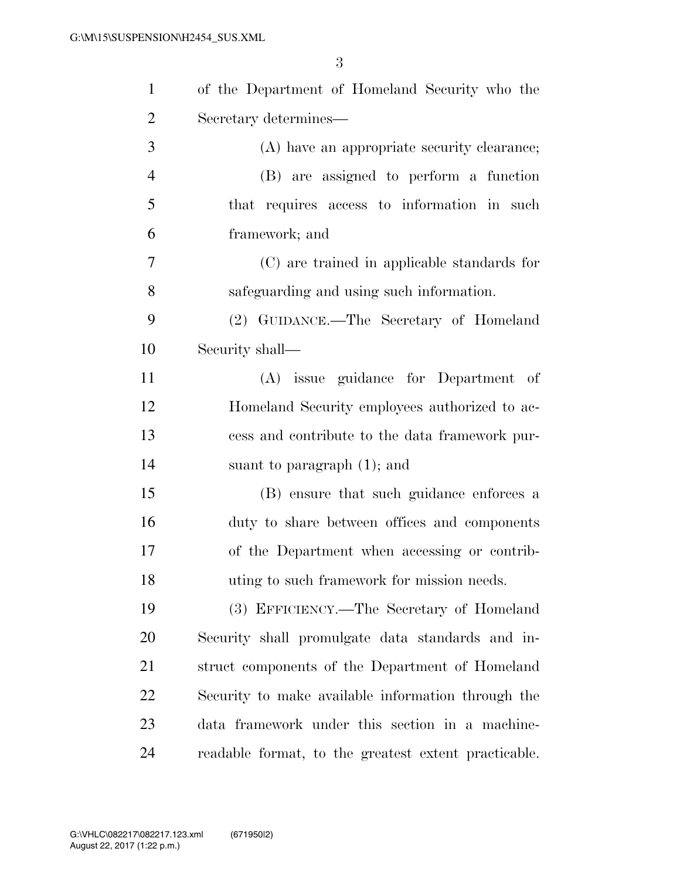of the Department of Homeland Security who the Secretary determines—

(A) have an appropriate security clearance;

(B) are assigned to perform a function that requires access to information in such framework; and

(C) are trained in applicable standards for safeguarding and using such information.

(2) GUIDANCE.—The Secretary of Homeland Security shall—

(A) issue guidance for Department of Homeland Security employees authorized to access and contribute to the data framework pursuant to paragraph (1); and

(B) ensure that such guidance enforces a duty to share between offices and components of the Department when accessing or contributing to such framework for mission needs.

(3) EFFICIENCY.—The Secretary of Homeland Security shall promulgate data standards and instruct components of the Department of Homeland Security to make available information through the data framework under this section in a machine-readable format, to the greatest extent practicable.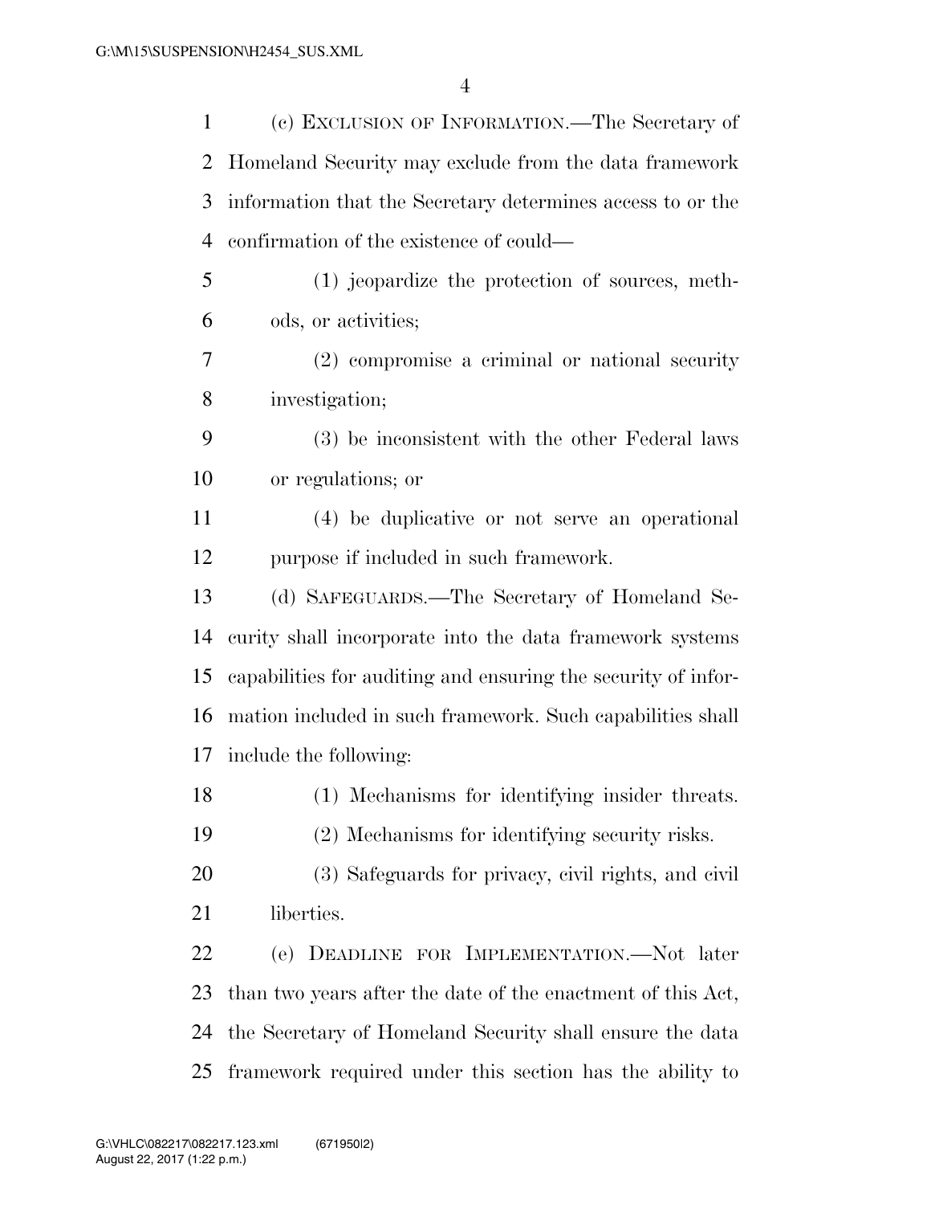(c) EXCLUSION OF INFORMATION.—The Secretary of Homeland Security may exclude from the data framework information that the Secretary determines access to or the confirmation of the existence of could—

(1) jeopardize the protection of sources, methods, or activities;

(2) compromise a criminal or national security investigation;

(3) be inconsistent with the other Federal laws or regulations; or

(4) be duplicative or not serve an operational purpose if included in such framework.

(d) SAFEGUARDS.—The Secretary of Homeland Security shall incorporate into the data framework systems capabilities for auditing and ensuring the security of information included in such framework. Such capabilities shall include the following:

(1) Mechanisms for identifying insider threats.

(2) Mechanisms for identifying security risks.

(3) Safeguards for privacy, civil rights, and civil liberties.

(e) DEADLINE FOR IMPLEMENTATION.—Not later than two years after the date of the enactment of this Act, the Secretary of Homeland Security shall ensure the data framework required under this section has the ability to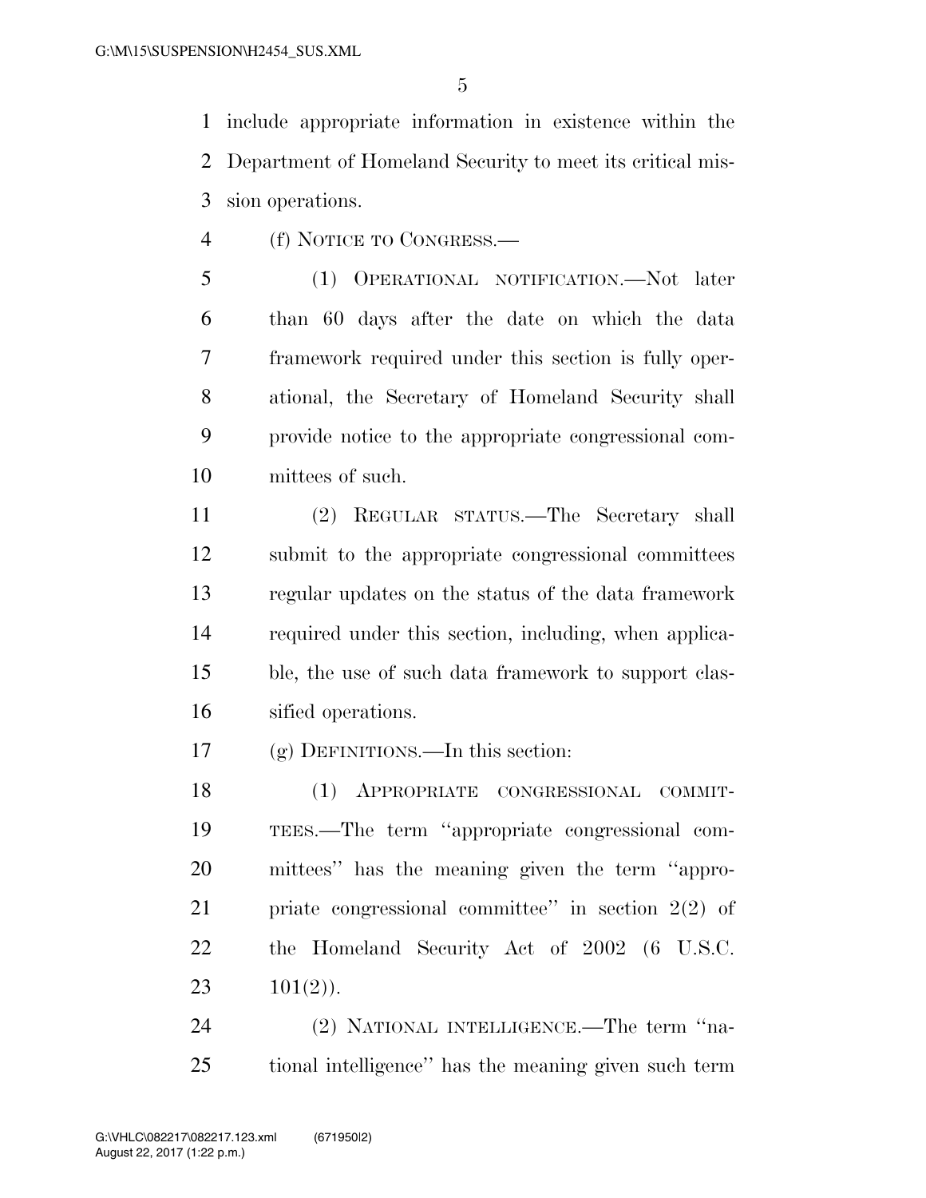include appropriate information in existence within the Department of Homeland Security to meet its critical mission operations.

(f) NOTICE TO CONGRESS.—

(1) OPERATIONAL NOTIFICATION.—Not later than 60 days after the date on which the data framework required under this section is fully operational, the Secretary of Homeland Security shall provide notice to the appropriate congressional committees of such.

(2) REGULAR STATUS.—The Secretary shall submit to the appropriate congressional committees regular updates on the status of the data framework required under this section, including, when applicable, the use of such data framework to support classified operations.

(g) DEFINITIONS.—In this section:

(1) APPROPRIATE CONGRESSIONAL COMMITTEES.—The term "appropriate congressional committees" has the meaning given the term "appropriate congressional committee" in section 2(2) of the Homeland Security Act of 2002 (6 U.S.C. 101(2)).

(2) NATIONAL INTELLIGENCE.—The term "national intelligence" has the meaning given such term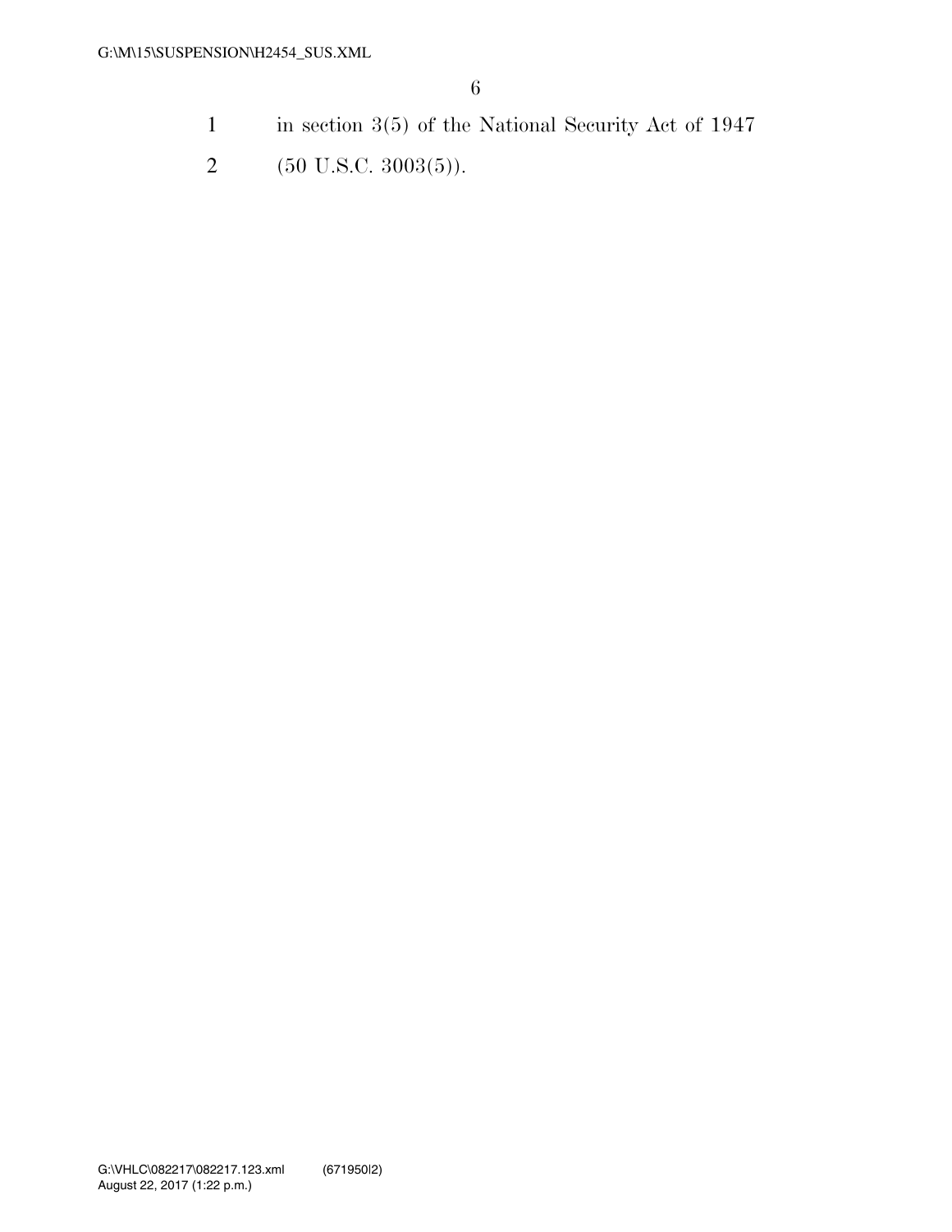in section 3(5) of the National Security Act of 1947 (50 U.S.C. 3003(5)).